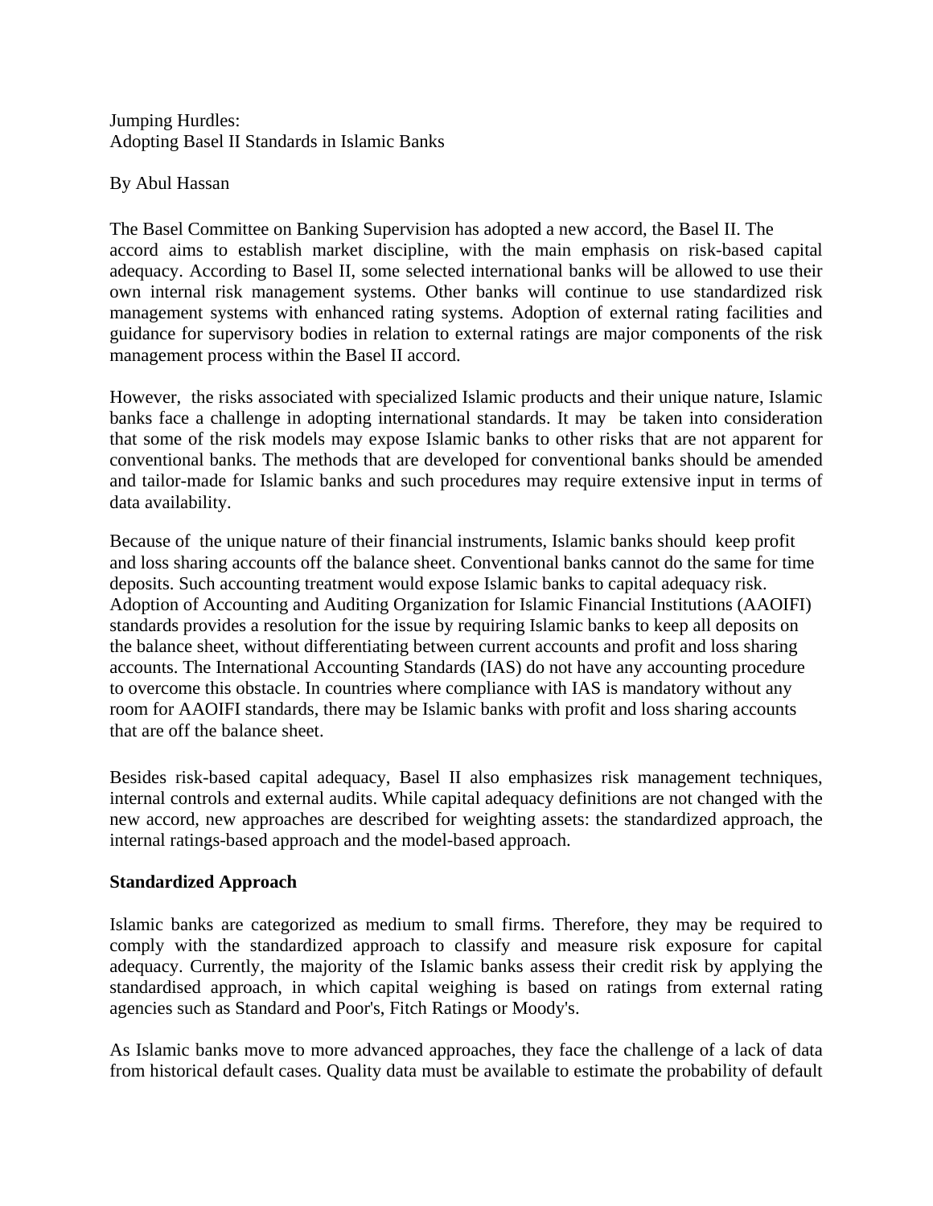# Jumping Hurdles:
# Adopting Basel II Standards in Islamic Banks

By Abul Hassan

The Basel Committee on Banking Supervision has adopted a new accord, the Basel II. The accord aims to establish market discipline, with the main emphasis on risk-based capital adequacy. According to Basel II, some selected international banks will be allowed to use their own internal risk management systems. Other banks will continue to use standardized risk management systems with enhanced rating systems. Adoption of external rating facilities and guidance for supervisory bodies in relation to external ratings are major components of the risk management process within the Basel II accord.

However, the risks associated with specialized Islamic products and their unique nature, Islamic banks face a challenge in adopting international standards. It may be taken into consideration that some of the risk models may expose Islamic banks to other risks that are not apparent for conventional banks. The methods that are developed for conventional banks should be amended and tailor-made for Islamic banks and such procedures may require extensive input in terms of data availability.

Because of the unique nature of their financial instruments, Islamic banks should keep profit and loss sharing accounts off the balance sheet. Conventional banks cannot do the same for time deposits. Such accounting treatment would expose Islamic banks to capital adequacy risk. Adoption of Accounting and Auditing Organization for Islamic Financial Institutions (AAOIFI) standards provides a resolution for the issue by requiring Islamic banks to keep all deposits on the balance sheet, without differentiating between current accounts and profit and loss sharing accounts. The International Accounting Standards (IAS) do not have any accounting procedure to overcome this obstacle. In countries where compliance with IAS is mandatory without any room for AAOIFI standards, there may be Islamic banks with profit and loss sharing accounts that are off the balance sheet.

Besides risk-based capital adequacy, Basel II also emphasizes risk management techniques, internal controls and external audits. While capital adequacy definitions are not changed with the new accord, new approaches are described for weighting assets: the standardized approach, the internal ratings-based approach and the model-based approach.

**Standardized Approach**

Islamic banks are categorized as medium to small firms. Therefore, they may be required to comply with the standardized approach to classify and measure risk exposure for capital adequacy. Currently, the majority of the Islamic banks assess their credit risk by applying the standardised approach, in which capital weighing is based on ratings from external rating agencies such as Standard and Poor's, Fitch Ratings or Moody's.

As Islamic banks move to more advanced approaches, they face the challenge of a lack of data from historical default cases. Quality data must be available to estimate the probability of default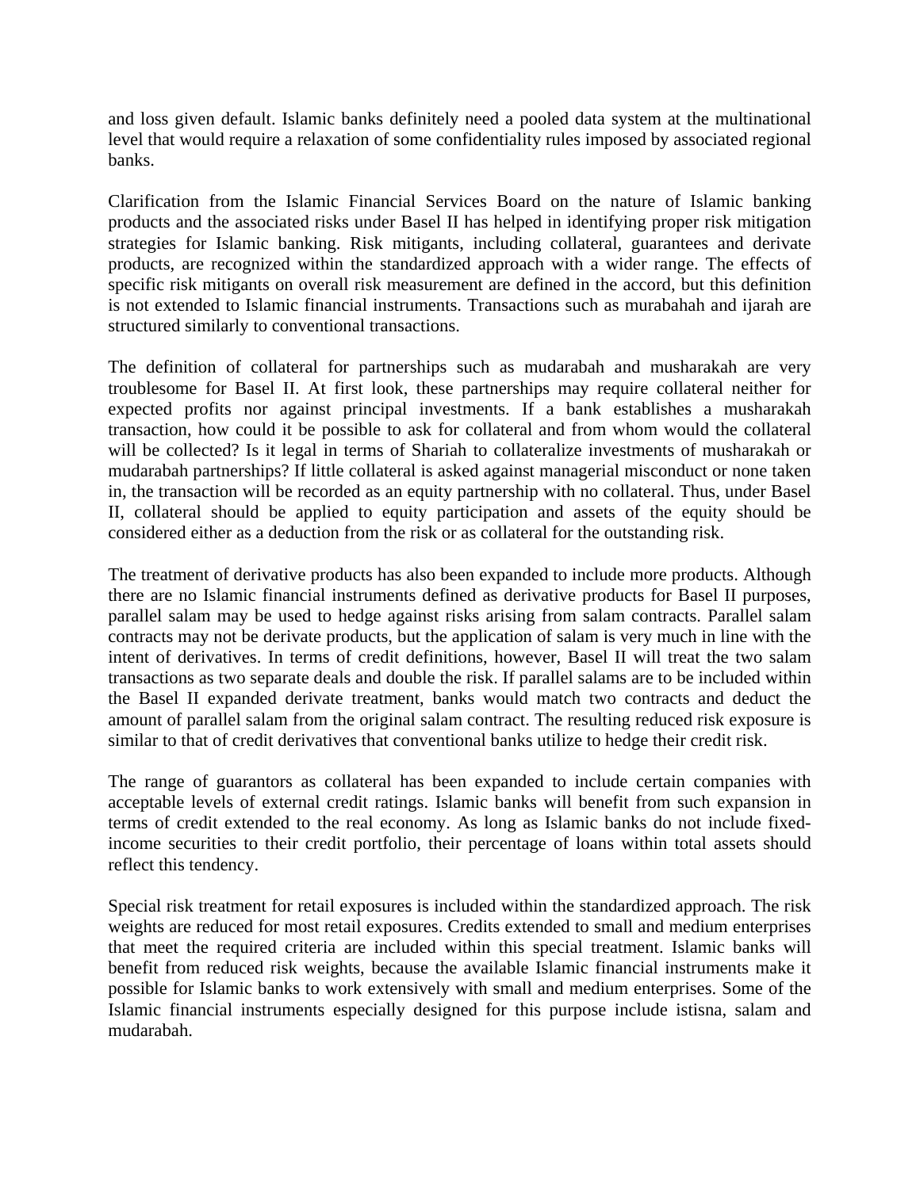and loss given default. Islamic banks definitely need a pooled data system at the multinational level that would require a relaxation of some confidentiality rules imposed by associated regional banks.

Clarification from the Islamic Financial Services Board on the nature of Islamic banking products and the associated risks under Basel II has helped in identifying proper risk mitigation strategies for Islamic banking. Risk mitigants, including collateral, guarantees and derivate products, are recognized within the standardized approach with a wider range. The effects of specific risk mitigants on overall risk measurement are defined in the accord, but this definition is not extended to Islamic financial instruments. Transactions such as murabahah and ijarah are structured similarly to conventional transactions.

The definition of collateral for partnerships such as mudarabah and musharakah are very troublesome for Basel II. At first look, these partnerships may require collateral neither for expected profits nor against principal investments. If a bank establishes a musharakah transaction, how could it be possible to ask for collateral and from whom would the collateral will be collected? Is it legal in terms of Shariah to collateralize investments of musharakah or mudarabah partnerships? If little collateral is asked against managerial misconduct or none taken in, the transaction will be recorded as an equity partnership with no collateral. Thus, under Basel II, collateral should be applied to equity participation and assets of the equity should be considered either as a deduction from the risk or as collateral for the outstanding risk.

The treatment of derivative products has also been expanded to include more products. Although there are no Islamic financial instruments defined as derivative products for Basel II purposes, parallel salam may be used to hedge against risks arising from salam contracts. Parallel salam contracts may not be derivate products, but the application of salam is very much in line with the intent of derivatives. In terms of credit definitions, however, Basel II will treat the two salam transactions as two separate deals and double the risk. If parallel salams are to be included within the Basel II expanded derivate treatment, banks would match two contracts and deduct the amount of parallel salam from the original salam contract. The resulting reduced risk exposure is similar to that of credit derivatives that conventional banks utilize to hedge their credit risk.

The range of guarantors as collateral has been expanded to include certain companies with acceptable levels of external credit ratings. Islamic banks will benefit from such expansion in terms of credit extended to the real economy. As long as Islamic banks do not include fixed-income securities to their credit portfolio, their percentage of loans within total assets should reflect this tendency.

Special risk treatment for retail exposures is included within the standardized approach. The risk weights are reduced for most retail exposures. Credits extended to small and medium enterprises that meet the required criteria are included within this special treatment. Islamic banks will benefit from reduced risk weights, because the available Islamic financial instruments make it possible for Islamic banks to work extensively with small and medium enterprises. Some of the Islamic financial instruments especially designed for this purpose include istisna, salam and mudarabah.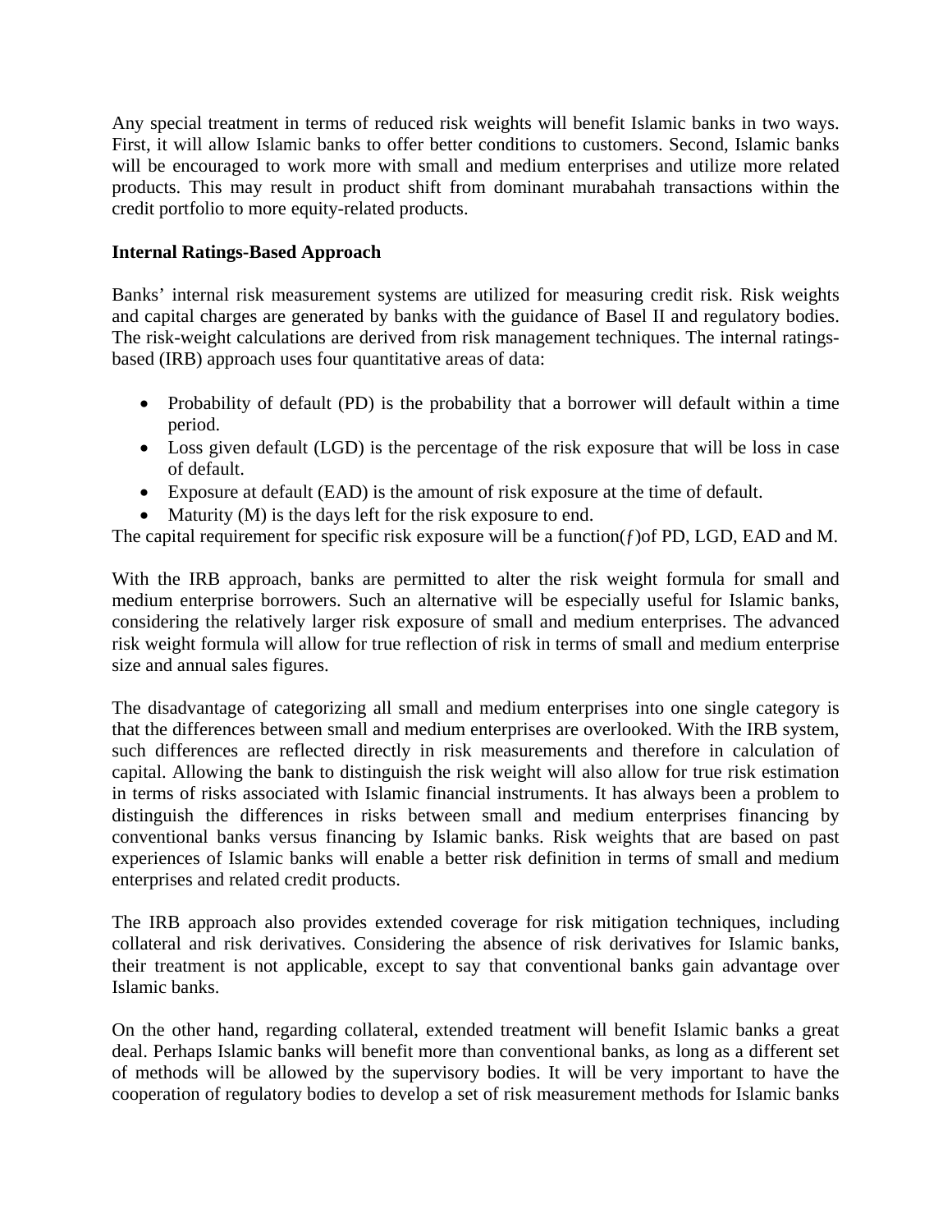Any special treatment in terms of reduced risk weights will benefit Islamic banks in two ways. First, it will allow Islamic banks to offer better conditions to customers. Second, Islamic banks will be encouraged to work more with small and medium enterprises and utilize more related products. This may result in product shift from dominant murabahah transactions within the credit portfolio to more equity-related products.

**Internal Ratings-Based Approach**

Banks' internal risk measurement systems are utilized for measuring credit risk. Risk weights and capital charges are generated by banks with the guidance of Basel II and regulatory bodies. The risk-weight calculations are derived from risk management techniques. The internal ratings-based (IRB) approach uses four quantitative areas of data:

- Probability of default (PD) is the probability that a borrower will default within a time period.
- Loss given default (LGD) is the percentage of the risk exposure that will be loss in case of default.
- Exposure at default (EAD) is the amount of risk exposure at the time of default.
- Maturity (M) is the days left for the risk exposure to end.

The capital requirement for specific risk exposure will be a function($f$)of PD, LGD, EAD and M.

With the IRB approach, banks are permitted to alter the risk weight formula for small and medium enterprise borrowers. Such an alternative will be especially useful for Islamic banks, considering the relatively larger risk exposure of small and medium enterprises. The advanced risk weight formula will allow for true reflection of risk in terms of small and medium enterprise size and annual sales figures.

The disadvantage of categorizing all small and medium enterprises into one single category is that the differences between small and medium enterprises are overlooked. With the IRB system, such differences are reflected directly in risk measurements and therefore in calculation of capital. Allowing the bank to distinguish the risk weight will also allow for true risk estimation in terms of risks associated with Islamic financial instruments. It has always been a problem to distinguish the differences in risks between small and medium enterprises financing by conventional banks versus financing by Islamic banks. Risk weights that are based on past experiences of Islamic banks will enable a better risk definition in terms of small and medium enterprises and related credit products.

The IRB approach also provides extended coverage for risk mitigation techniques, including collateral and risk derivatives. Considering the absence of risk derivatives for Islamic banks, their treatment is not applicable, except to say that conventional banks gain advantage over Islamic banks.

On the other hand, regarding collateral, extended treatment will benefit Islamic banks a great deal. Perhaps Islamic banks will benefit more than conventional banks, as long as a different set of methods will be allowed by the supervisory bodies. It will be very important to have the cooperation of regulatory bodies to develop a set of risk measurement methods for Islamic banks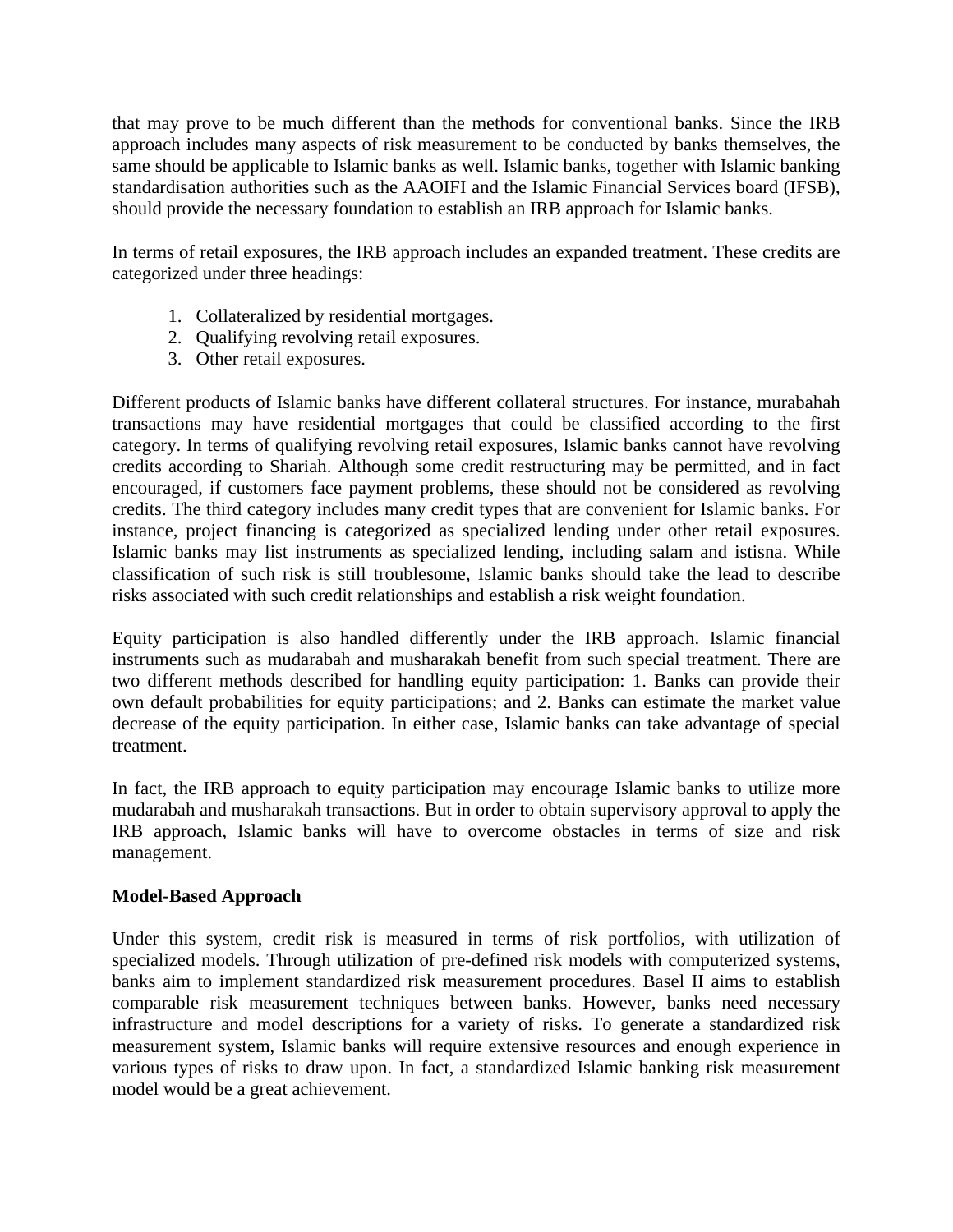that may prove to be much different than the methods for conventional banks. Since the IRB approach includes many aspects of risk measurement to be conducted by banks themselves, the same should be applicable to Islamic banks as well. Islamic banks, together with Islamic banking standardisation authorities such as the AAOIFI and the Islamic Financial Services board (IFSB), should provide the necessary foundation to establish an IRB approach for Islamic banks.

In terms of retail exposures, the IRB approach includes an expanded treatment. These credits are categorized under three headings:

1. Collateralized by residential mortgages.
2. Qualifying revolving retail exposures.
3. Other retail exposures.

Different products of Islamic banks have different collateral structures. For instance, murabahah transactions may have residential mortgages that could be classified according to the first category. In terms of qualifying revolving retail exposures, Islamic banks cannot have revolving credits according to Shariah. Although some credit restructuring may be permitted, and in fact encouraged, if customers face payment problems, these should not be considered as revolving credits. The third category includes many credit types that are convenient for Islamic banks. For instance, project financing is categorized as specialized lending under other retail exposures. Islamic banks may list instruments as specialized lending, including salam and istisna. While classification of such risk is still troublesome, Islamic banks should take the lead to describe risks associated with such credit relationships and establish a risk weight foundation.

Equity participation is also handled differently under the IRB approach. Islamic financial instruments such as mudarabah and musharakah benefit from such special treatment. There are two different methods described for handling equity participation: 1. Banks can provide their own default probabilities for equity participations; and 2. Banks can estimate the market value decrease of the equity participation. In either case, Islamic banks can take advantage of special treatment.

In fact, the IRB approach to equity participation may encourage Islamic banks to utilize more mudarabah and musharakah transactions. But in order to obtain supervisory approval to apply the IRB approach, Islamic banks will have to overcome obstacles in terms of size and risk management.

**Model-Based Approach**

Under this system, credit risk is measured in terms of risk portfolios, with utilization of specialized models. Through utilization of pre-defined risk models with computerized systems, banks aim to implement standardized risk measurement procedures. Basel II aims to establish comparable risk measurement techniques between banks. However, banks need necessary infrastructure and model descriptions for a variety of risks. To generate a standardized risk measurement system, Islamic banks will require extensive resources and enough experience in various types of risks to draw upon. In fact, a standardized Islamic banking risk measurement model would be a great achievement.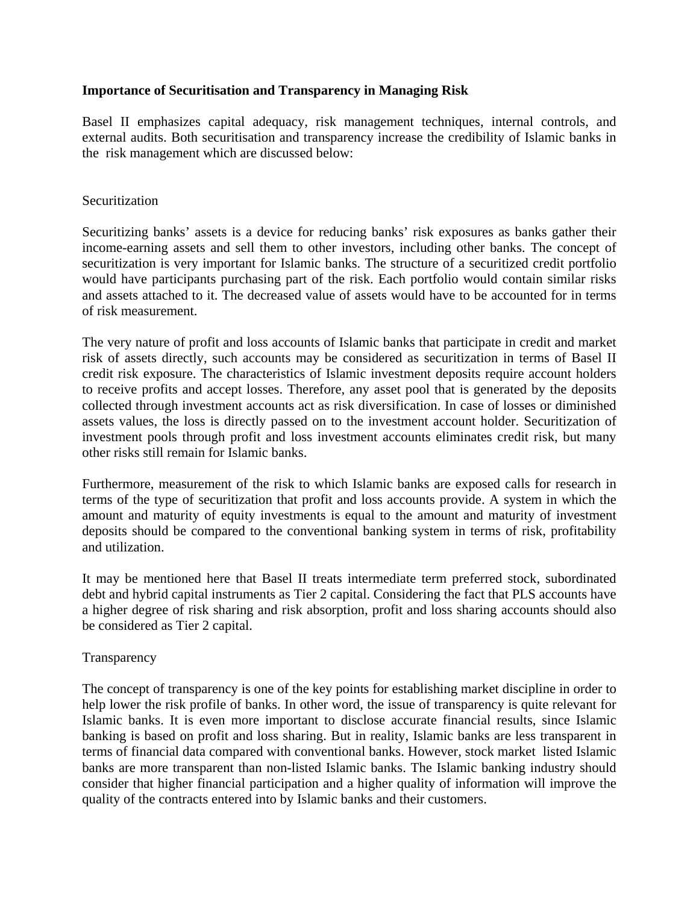**Importance of Securitisation and Transparency in Managing Risk**

Basel II emphasizes capital adequacy, risk management techniques, internal controls, and external audits. Both securitisation and transparency increase the credibility of Islamic banks in the risk management which are discussed below:

Securitization

Securitizing banks' assets is a device for reducing banks' risk exposures as banks gather their income-earning assets and sell them to other investors, including other banks. The concept of securitization is very important for Islamic banks. The structure of a securitized credit portfolio would have participants purchasing part of the risk. Each portfolio would contain similar risks and assets attached to it. The decreased value of assets would have to be accounted for in terms of risk measurement.

The very nature of profit and loss accounts of Islamic banks that participate in credit and market risk of assets directly, such accounts may be considered as securitization in terms of Basel II credit risk exposure. The characteristics of Islamic investment deposits require account holders to receive profits and accept losses. Therefore, any asset pool that is generated by the deposits collected through investment accounts act as risk diversification. In case of losses or diminished assets values, the loss is directly passed on to the investment account holder. Securitization of investment pools through profit and loss investment accounts eliminates credit risk, but many other risks still remain for Islamic banks.

Furthermore, measurement of the risk to which Islamic banks are exposed calls for research in terms of the type of securitization that profit and loss accounts provide. A system in which the amount and maturity of equity investments is equal to the amount and maturity of investment deposits should be compared to the conventional banking system in terms of risk, profitability and utilization.

It may be mentioned here that Basel II treats intermediate term preferred stock, subordinated debt and hybrid capital instruments as Tier 2 capital. Considering the fact that PLS accounts have a higher degree of risk sharing and risk absorption, profit and loss sharing accounts should also be considered as Tier 2 capital.

Transparency

The concept of transparency is one of the key points for establishing market discipline in order to help lower the risk profile of banks. In other word, the issue of transparency is quite relevant for Islamic banks. It is even more important to disclose accurate financial results, since Islamic banking is based on profit and loss sharing. But in reality, Islamic banks are less transparent in terms of financial data compared with conventional banks. However, stock market listed Islamic banks are more transparent than non-listed Islamic banks. The Islamic banking industry should consider that higher financial participation and a higher quality of information will improve the quality of the contracts entered into by Islamic banks and their customers.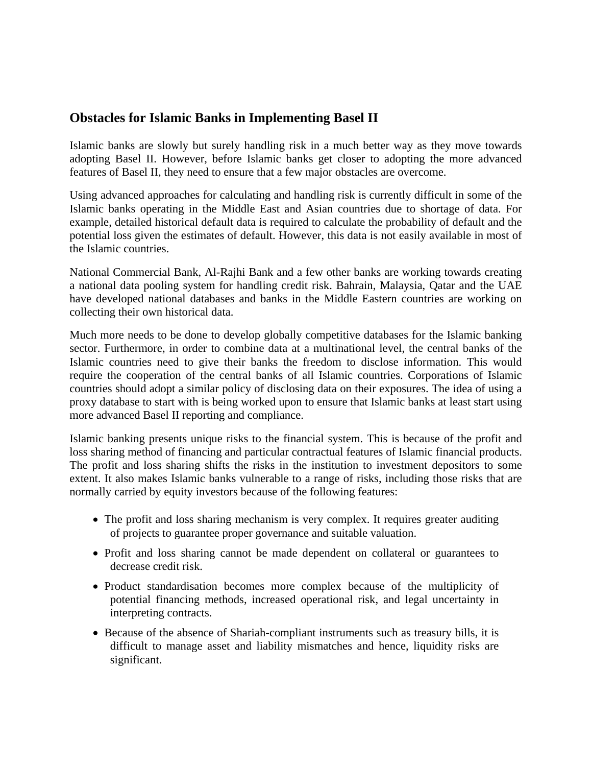## Obstacles for Islamic Banks in Implementing Basel II

Islamic banks are slowly but surely handling risk in a much better way as they move towards adopting Basel II. However, before Islamic banks get closer to adopting the more advanced features of Basel II, they need to ensure that a few major obstacles are overcome.

Using advanced approaches for calculating and handling risk is currently difficult in some of the Islamic banks operating in the Middle East and Asian countries due to shortage of data. For example, detailed historical default data is required to calculate the probability of default and the potential loss given the estimates of default. However, this data is not easily available in most of the Islamic countries.

National Commercial Bank, Al-Rajhi Bank and a few other banks are working towards creating a national data pooling system for handling credit risk. Bahrain, Malaysia, Qatar and the UAE have developed national databases and banks in the Middle Eastern countries are working on collecting their own historical data.

Much more needs to be done to develop globally competitive databases for the Islamic banking sector. Furthermore, in order to combine data at a multinational level, the central banks of the Islamic countries need to give their banks the freedom to disclose information. This would require the cooperation of the central banks of all Islamic countries. Corporations of Islamic countries should adopt a similar policy of disclosing data on their exposures. The idea of using a proxy database to start with is being worked upon to ensure that Islamic banks at least start using more advanced Basel II reporting and compliance.

Islamic banking presents unique risks to the financial system. This is because of the profit and loss sharing method of financing and particular contractual features of Islamic financial products. The profit and loss sharing shifts the risks in the institution to investment depositors to some extent. It also makes Islamic banks vulnerable to a range of risks, including those risks that are normally carried by equity investors because of the following features:

- The profit and loss sharing mechanism is very complex. It requires greater auditing of projects to guarantee proper governance and suitable valuation.
- Profit and loss sharing cannot be made dependent on collateral or guarantees to decrease credit risk.
- Product standardisation becomes more complex because of the multiplicity of potential financing methods, increased operational risk, and legal uncertainty in interpreting contracts.
- Because of the absence of Shariah-compliant instruments such as treasury bills, it is difficult to manage asset and liability mismatches and hence, liquidity risks are significant.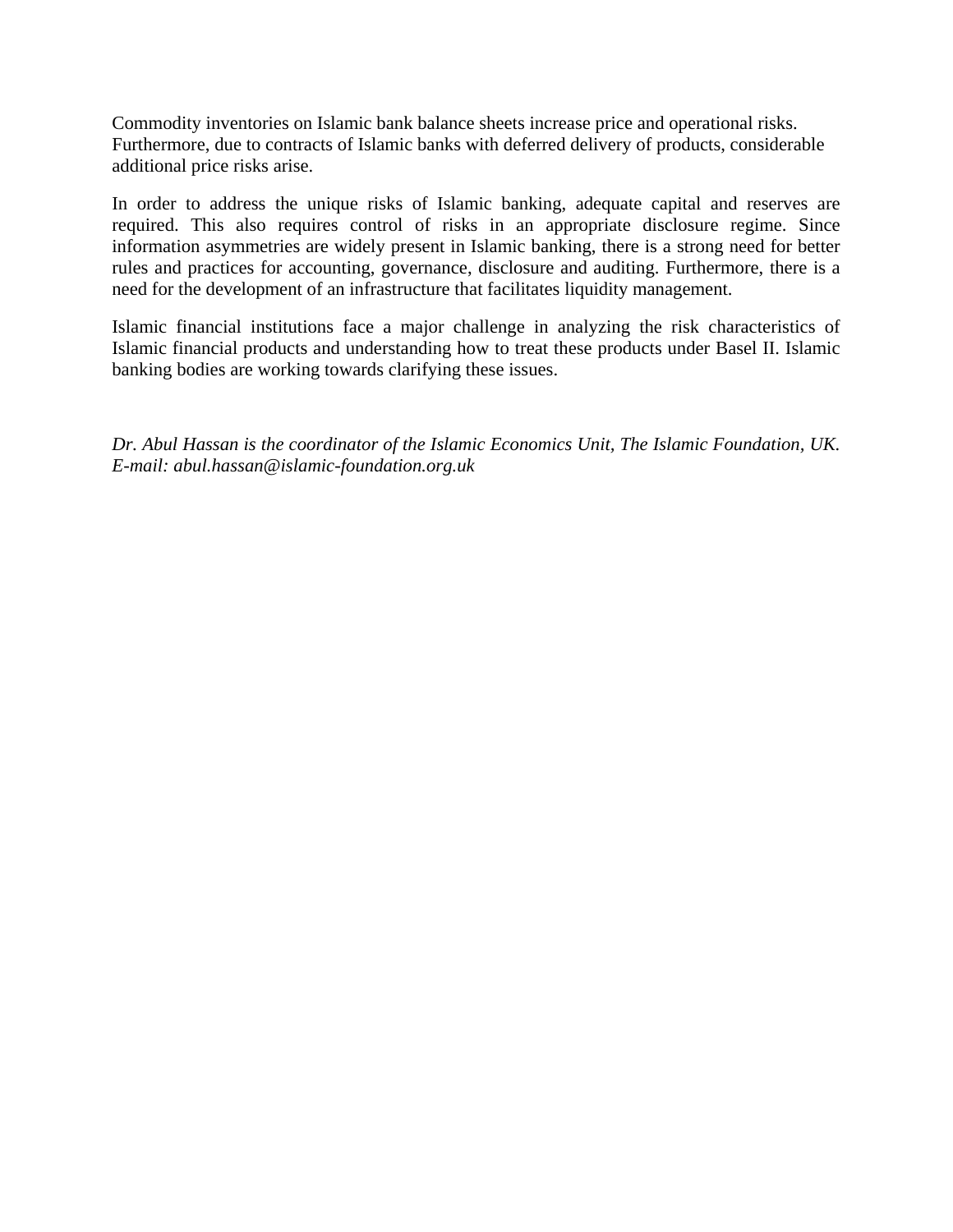Commodity inventories on Islamic bank balance sheets increase price and operational risks. Furthermore, due to contracts of Islamic banks with deferred delivery of products, considerable additional price risks arise.

In order to address the unique risks of Islamic banking, adequate capital and reserves are required. This also requires control of risks in an appropriate disclosure regime. Since information asymmetries are widely present in Islamic banking, there is a strong need for better rules and practices for accounting, governance, disclosure and auditing. Furthermore, there is a need for the development of an infrastructure that facilitates liquidity management.

Islamic financial institutions face a major challenge in analyzing the risk characteristics of Islamic financial products and understanding how to treat these products under Basel II. Islamic banking bodies are working towards clarifying these issues.

*Dr. Abul Hassan is the coordinator of the Islamic Economics Unit, The Islamic Foundation, UK. E-mail: abul.hassan@islamic-foundation.org.uk*